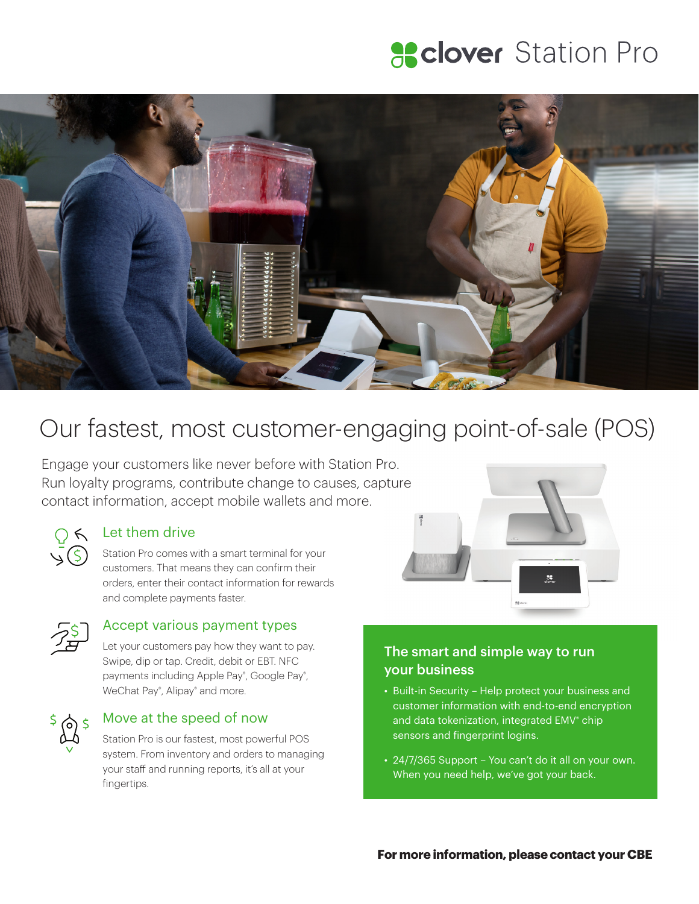# clover Station Pro

## Our fastest, most customer-engaging point-of-sale (POS)

Engage your customers like never before with Station Pro. Run loyalty programs, contribute change to causes, capture contact information, accept mobile wallets and more.

### Let them drive

Station Pro comes with a smart terminal for your customers. That means they can confirm their orders, enter their contact information for rewards and complete payments faster.

### Accept various payment types

Let your customers pay how they want to pay. Swipe, dip or tap. Credit, debit or EBT. NFC payments including Apple Pay®, Google Pay®, WeChat Pay®, Alipay® and more.

### Move at the speed of now

Station Pro is our fastest, most powerful POS system. From inventory and orders to managing your staff and running reports, it's all at your fingertips.

### The smart and simple way to run your business

- Built-in Security – Help protect your business and customer information with end-to-end encryption and data tokenization, integrated EMV® chip sensors and fingerprint logins.
- 24/7/365 Support – You can't do it all on your own. When you need help, we've got your back.

**For more information, please contact your CBE**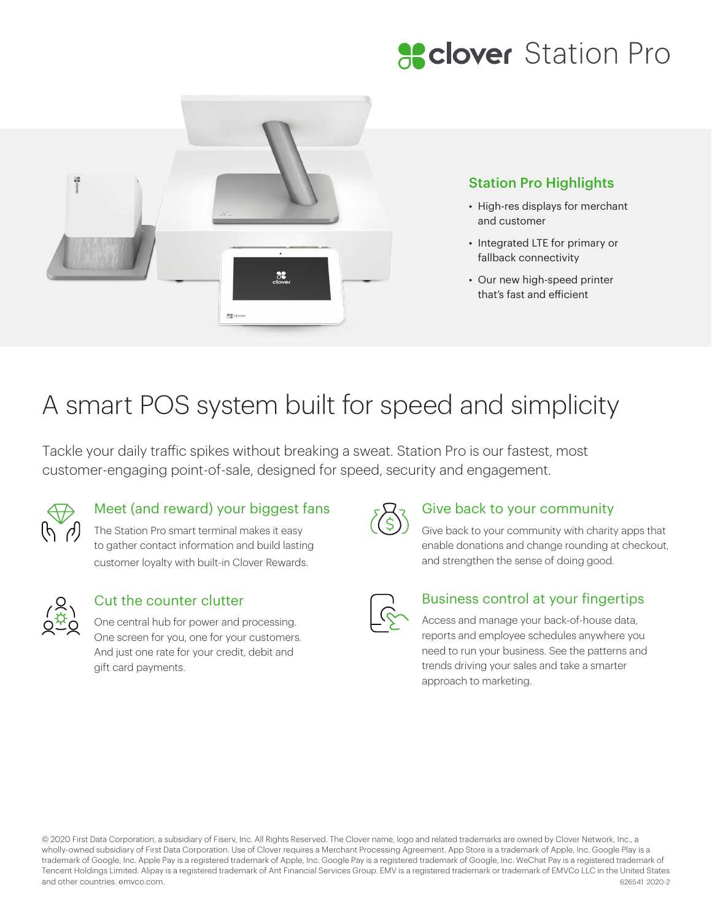# clover Station Pro

## Station Pro Highlights

- High-res displays for merchant and customer
- Integrated LTE for primary or fallback connectivity
- Our new high-speed printer that's fast and efficient

# A smart POS system built for speed and simplicity

Tackle your daily traffic spikes without breaking a sweat. Station Pro is our fastest, most customer-engaging point-of-sale, designed for speed, security and engagement.

### Meet (and reward) your biggest fans

The Station Pro smart terminal makes it easy to gather contact information and build lasting customer loyalty with built-in Clover Rewards.

### Cut the counter clutter

One central hub for power and processing. One screen for you, one for your customers. And just one rate for your credit, debit and gift card payments.

### Give back to your community

Give back to your community with charity apps that enable donations and change rounding at checkout, and strengthen the sense of doing good.

### Business control at your fingertips

Access and manage your back-of-house data, reports and employee schedules anywhere you need to run your business. See the patterns and trends driving your sales and take a smarter approach to marketing.

© 2020 First Data Corporation, a subsidiary of Fiserv, Inc. All Rights Reserved. The Clover name, logo and related trademarks are owned by Clover Network, Inc., a wholly-owned subsidiary of First Data Corporation. Use of Clover requires a Merchant Processing Agreement. App Store is a trademark of Apple, Inc. Google Play is a trademark of Google, Inc. Apple Pay is a registered trademark of Apple, Inc. Google Pay is a registered trademark of Google, Inc. WeChat Pay is a registered trademark of Tencent Holdings Limited. Alipay is a registered trademark of Ant Financial Services Group. EMV is a registered trademark or trademark of EMVCo LLC in the United States and other countries. emvco.com. 626541 2020-2